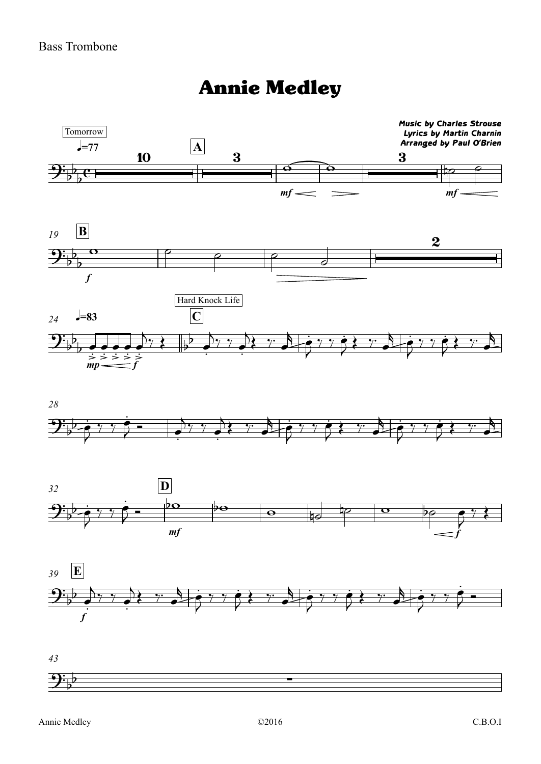Bass Trombone

# Annie Medley

***Music by Charles Strouse***
***Lyrics by Martin Charnin***
***Arranged by Paul O'Brien***